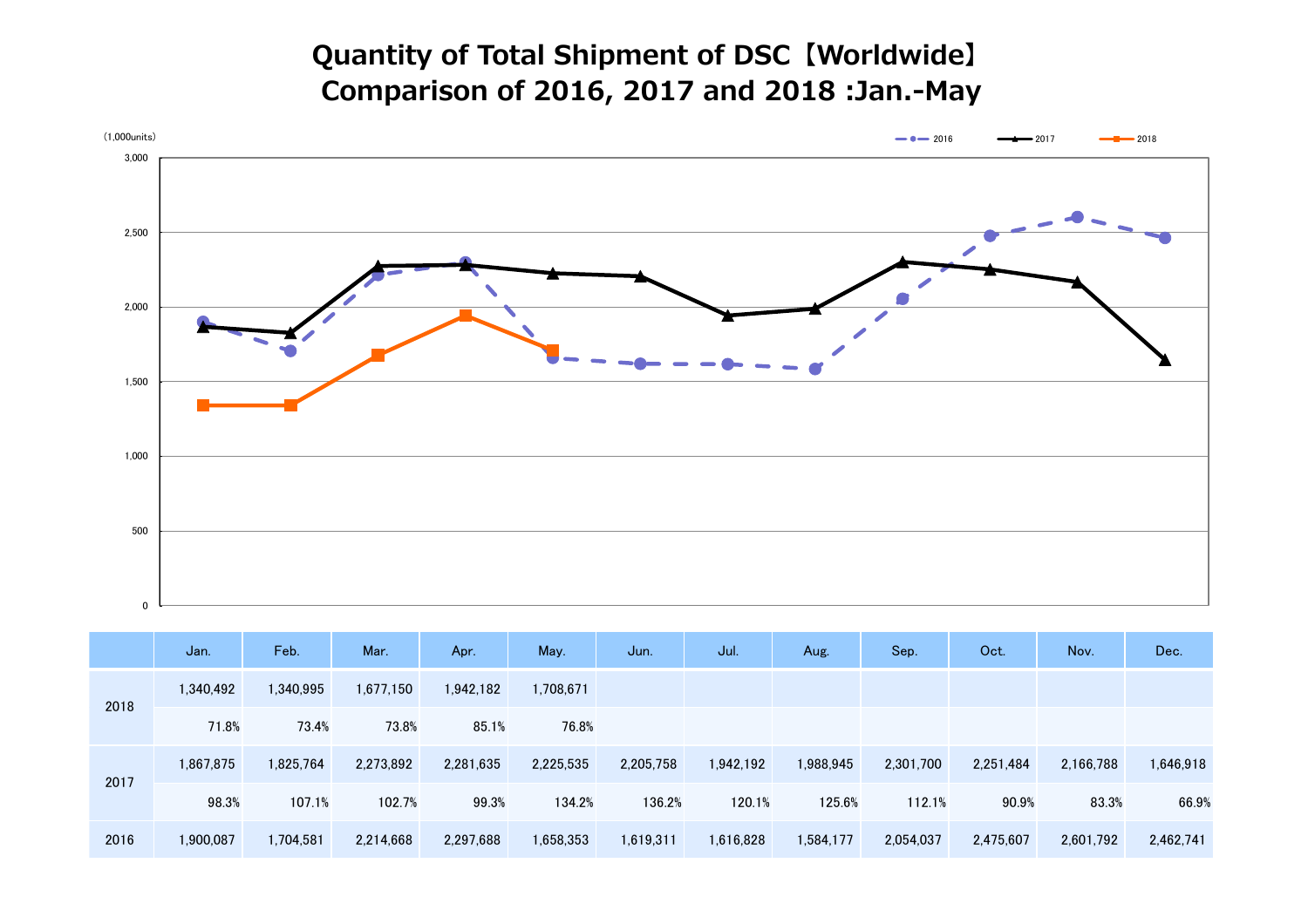# Quantity of Total Shipment of DSC【Worldwide】
## Comparison of 2016, 2017 and 2018 :Jan.-May

(1,000units)

| | Jan. | Feb. | Mar. | Apr. | May. | Jun. | Jul. | Aug. | Sep. | Oct. | Nov. | Dec. |
|---|---|---|---|---|---|---|---|---|---|---|---|---|
| 2018 | 1,340,492 | 1,340,995 | 1,677,150 | 1,942,182 | 1,708,671 | | | | | | | |
| | 71.8% | 73.4% | 73.8% | 85.1% | 76.8% | | | | | | | |
| 2017 | 1,867,875 | 1,825,764 | 2,273,892 | 2,281,635 | 2,225,535 | 2,205,758 | 1,942,192 | 1,988,945 | 2,301,700 | 2,251,484 | 2,166,788 | 1,646,918 |
| | 98.3% | 107.1% | 102.7% | 99.3% | 134.2% | 136.2% | 120.1% | 125.6% | 112.1% | 90.9% | 83.3% | 66.9% |
| 2016 | 1,900,087 | 1,704,581 | 2,214,668 | 2,297,688 | 1,658,353 | 1,619,311 | 1,616,828 | 1,584,177 | 2,054,037 | 2,475,607 | 2,601,792 | 2,462,741 |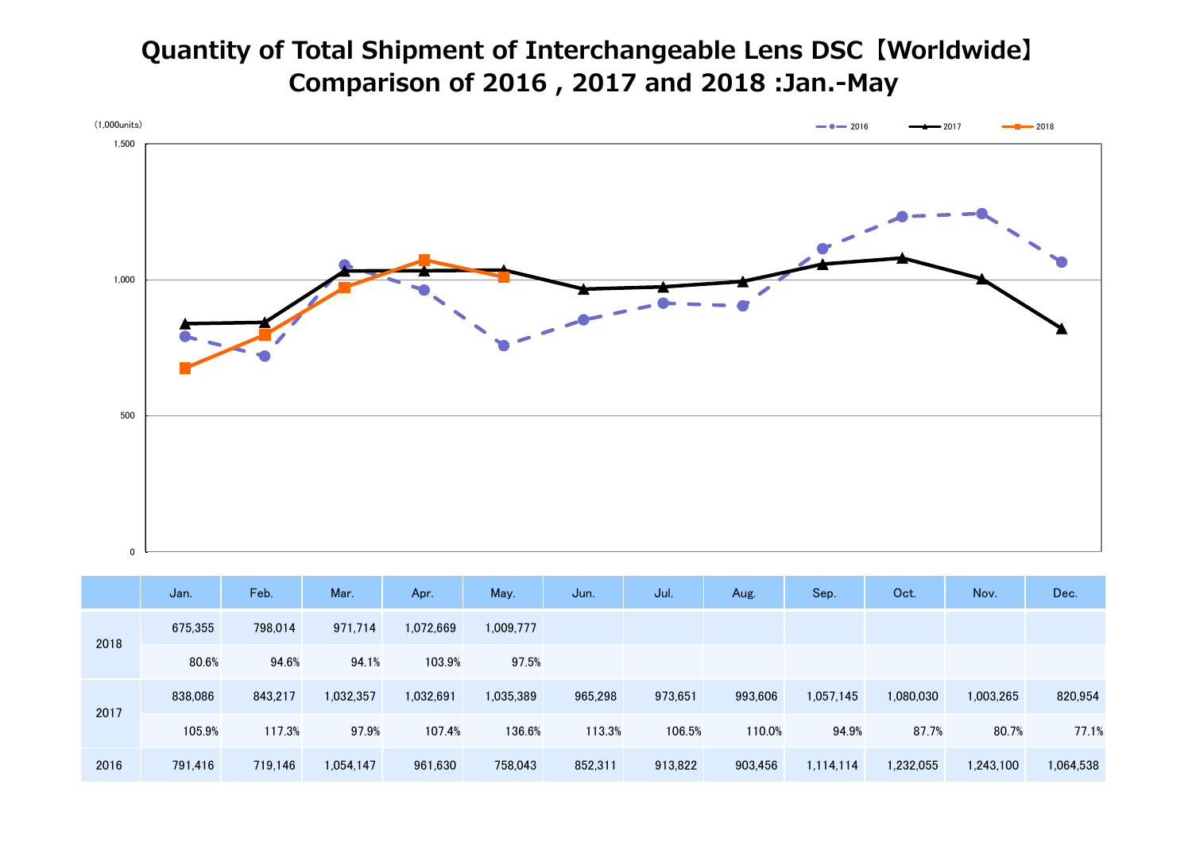# Quantity of Total Shipment of Interchangeable Lens DSC【Worldwide】
# Comparison of 2016 , 2017 and 2018 :Jan.-May

(1,000units)

| | | Jan. | Feb. | Mar. | Apr. | May. | Jun. | Jul. | Aug. | Sep. | Oct. | Nov. | Dec. |
|---|---|---|---|---|---|---|---|---|---|---|---|---|---|
| 2018 | | 675,355 | 798,014 | 971,714 | 1,072,669 | 1,009,777 | | | | | | | |
| | | 80.6% | 94.6% | 94.1% | 103.9% | 97.5% | | | | | | | |
| 2017 | | 838,086 | 843,217 | 1,032,357 | 1,032,691 | 1,035,389 | 965,298 | 973,651 | 993,606 | 1,057,145 | 1,080,030 | 1,003,265 | 820,954 |
| | | 105.9% | 117.3% | 97.9% | 107.4% | 136.6% | 113.3% | 106.5% | 110.0% | 94.9% | 87.7% | 80.7% | 77.1% |
| 2016 | | 791,416 | 719,146 | 1,054,147 | 961,630 | 758,043 | 852,311 | 913,822 | 903,456 | 1,114,114 | 1,232,055 | 1,243,100 | 1,064,538 |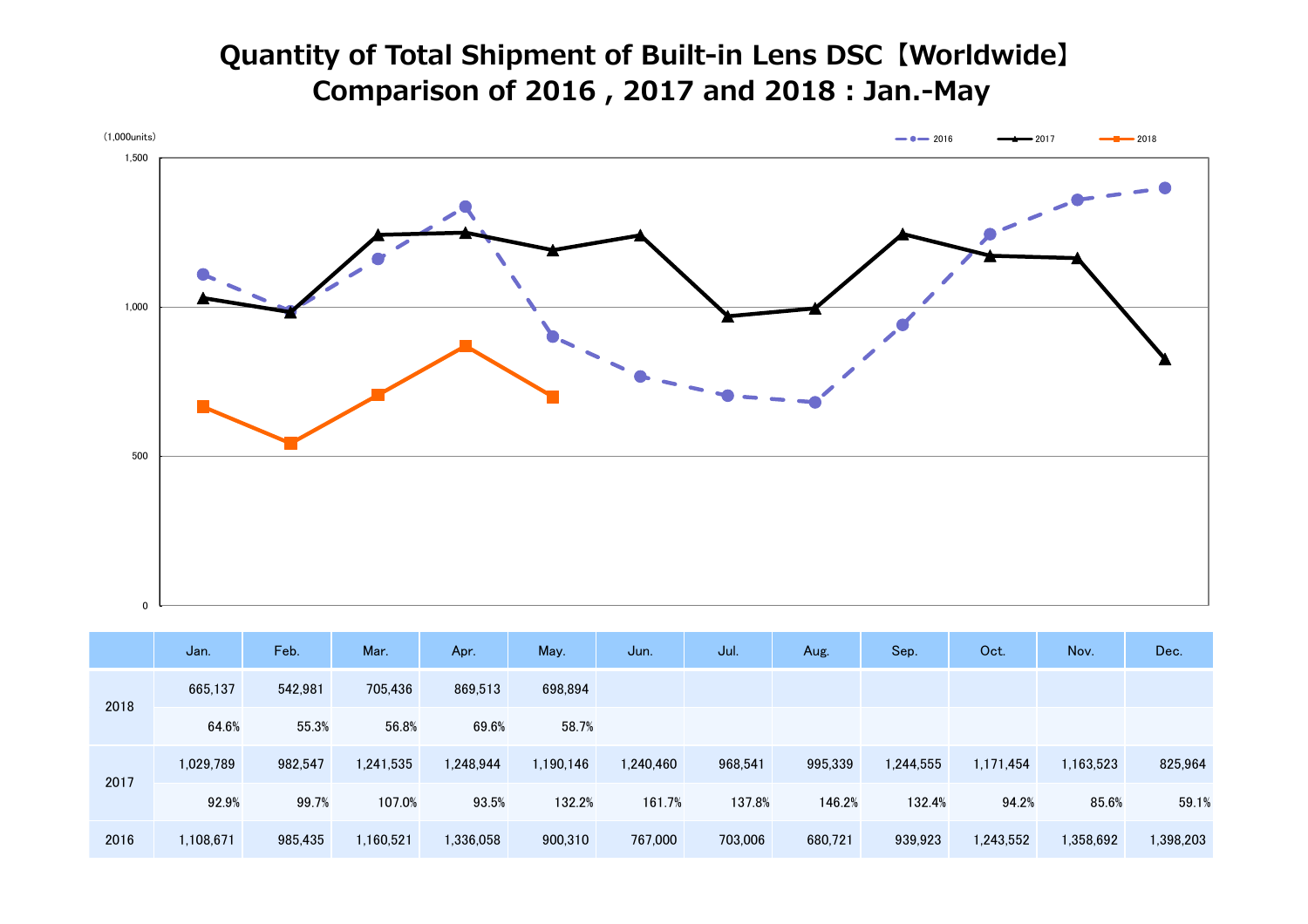# Quantity of Total Shipment of Built-in Lens DSC【Worldwide】
# Comparison of 2016 , 2017 and 2018 : Jan.-May

(1,000units)

2016 2017 2018

1,500

1,000

500

0

| | | Jan. | Feb. | Mar. | Apr. | May. | Jun. | Jul. | Aug. | Sep. | Oct. | Nov. | Dec. |
|---|---|---|---|---|---|---|---|---|---|---|---|---|---|
| 2018 | | 665,137 | 542,981 | 705,436 | 869,513 | 698,894 | | | | | | | |
| | | 64.6% | 55.3% | 56.8% | 69.6% | 58.7% | | | | | | | |
| 2017 | | 1,029,789 | 982,547 | 1,241,535 | 1,248,944 | 1,190,146 | 1,240,460 | 968,541 | 995,339 | 1,244,555 | 1,171,454 | 1,163,523 | 825,964 |
| | | 92.9% | 99.7% | 107.0% | 93.5% | 132.2% | 161.7% | 137.8% | 146.2% | 132.4% | 94.2% | 85.6% | 59.1% |
| 2016 | | 1,108,671 | 985,435 | 1,160,521 | 1,336,058 | 900,310 | 767,000 | 703,006 | 680,721 | 939,923 | 1,243,552 | 1,358,692 | 1,398,203 |